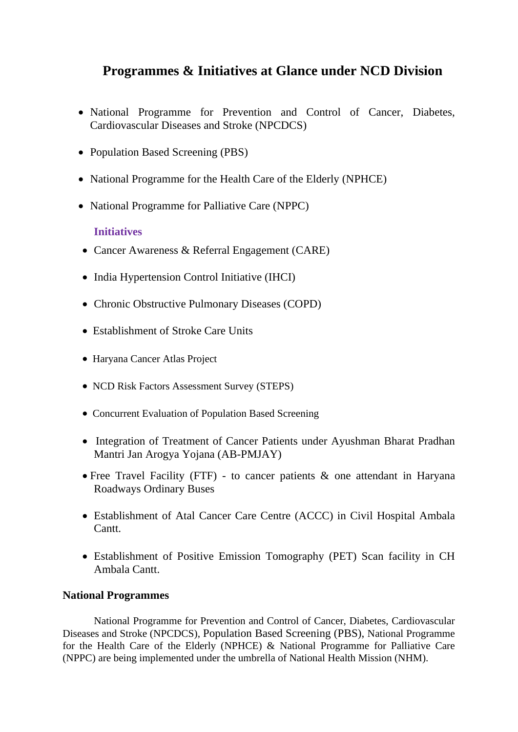# Programmes & Initiatives at Glance under NCD Division

- National Programme for Prevention and Control of Cancer, Diabetes, Cardiovascular Diseases and Stroke (NPCDCS)
- Population Based Screening (PBS)
- National Programme for the Health Care of the Elderly (NPHCE)
- National Programme for Palliative Care (NPPC)

### Initiatives

- Cancer Awareness & Referral Engagement (CARE)
- India Hypertension Control Initiative (IHCI)
- Chronic Obstructive Pulmonary Diseases (COPD)
- Establishment of Stroke Care Units
- Haryana Cancer Atlas Project
- NCD Risk Factors Assessment Survey (STEPS)
- Concurrent Evaluation of Population Based Screening
- Integration of Treatment of Cancer Patients under Ayushman Bharat Pradhan Mantri Jan Arogya Yojana (AB-PMJAY)
- Free Travel Facility (FTF) - to cancer patients & one attendant in Haryana Roadways Ordinary Buses
- Establishment of Atal Cancer Care Centre (ACCC) in Civil Hospital Ambala Cantt.
- Establishment of Positive Emission Tomography (PET) Scan facility in CH Ambala Cantt.

## National Programmes

National Programme for Prevention and Control of Cancer, Diabetes, Cardiovascular Diseases and Stroke (NPCDCS), Population Based Screening (PBS), National Programme for the Health Care of the Elderly (NPHCE) & National Programme for Palliative Care (NPPC) are being implemented under the umbrella of National Health Mission (NHM).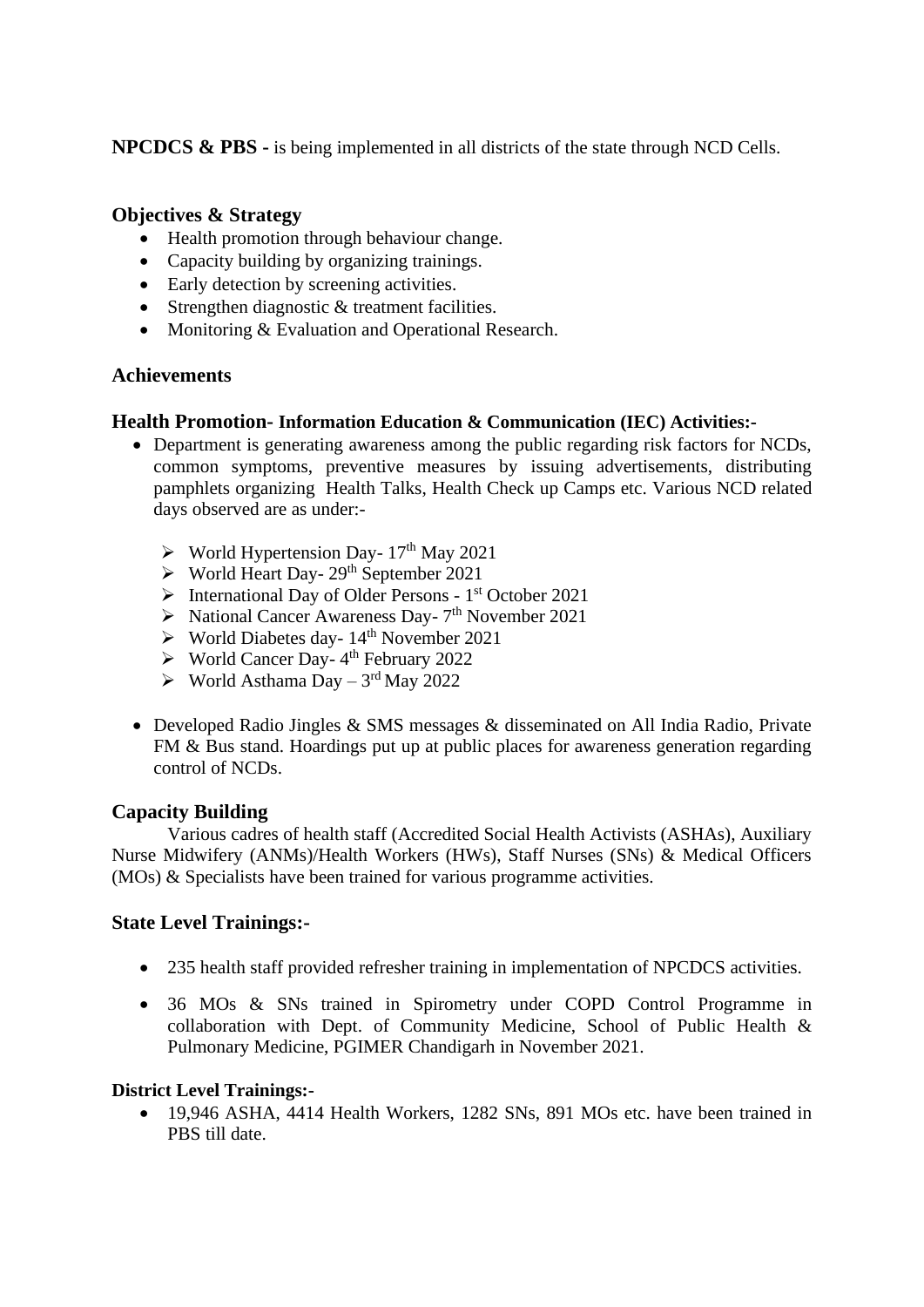**NPCDCS & PBS -** is being implemented in all districts of the state through NCD Cells.

## Objectives & Strategy

- Health promotion through behaviour change.
- Capacity building by organizing trainings.
- Early detection by screening activities.
- Strengthen diagnostic & treatment facilities.
- Monitoring & Evaluation and Operational Research.

## Achievements

### Health Promotion- Information Education & Communication (IEC) Activities:-

- Department is generating awareness among the public regarding risk factors for NCDs, common symptoms, preventive measures by issuing advertisements, distributing pamphlets organizing Health Talks, Health Check up Camps etc. Various NCD related days observed are as under:-
  - World Hypertension Day- 17th May 2021
  - World Heart Day- 29th September 2021
  - International Day of Older Persons - 1st October 2021
  - National Cancer Awareness Day- 7th November 2021
  - World Diabetes day- 14th November 2021
  - World Cancer Day- 4th February 2022
  - World Asthama Day – 3rd May 2022
- Developed Radio Jingles & SMS messages & disseminated on All India Radio, Private FM & Bus stand. Hoardings put up at public places for awareness generation regarding control of NCDs.

## Capacity Building

Various cadres of health staff (Accredited Social Health Activists (ASHAs), Auxiliary Nurse Midwifery (ANMs)/Health Workers (HWs), Staff Nurses (SNs) & Medical Officers (MOs) & Specialists have been trained for various programme activities.

## State Level Trainings:-

- 235 health staff provided refresher training in implementation of NPCDCS activities.
- 36 MOs & SNs trained in Spirometry under COPD Control Programme in collaboration with Dept. of Community Medicine, School of Public Health & Pulmonary Medicine, PGIMER Chandigarh in November 2021.

### District Level Trainings:-

- 19,946 ASHA, 4414 Health Workers, 1282 SNs, 891 MOs etc. have been trained in PBS till date.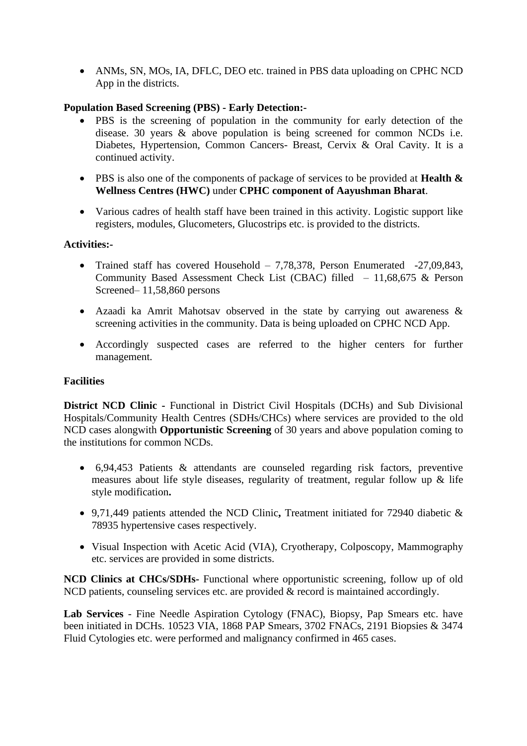- ANMs, SN, MOs, IA, DFLC, DEO etc. trained in PBS data uploading on CPHC NCD App in the districts.

**Population Based Screening (PBS) - Early Detection:-**

- PBS is the screening of population in the community for early detection of the disease. 30 years & above population is being screened for common NCDs i.e. Diabetes, Hypertension, Common Cancers- Breast, Cervix & Oral Cavity. It is a continued activity.
- PBS is also one of the components of package of services to be provided at **Health & Wellness Centres (HWC)** under **CPHC component of Aayushman Bharat**.
- Various cadres of health staff have been trained in this activity. Logistic support like registers, modules, Glucometers, Glucostrips etc. is provided to the districts.

**Activities:-**

- Trained staff has covered Household – 7,78,378, Person Enumerated -27,09,843, Community Based Assessment Check List (CBAC) filled – 11,68,675 & Person Screened– 11,58,860 persons
- Azaadi ka Amrit Mahotsav observed in the state by carrying out awareness & screening activities in the community. Data is being uploaded on CPHC NCD App.
- Accordingly suspected cases are referred to the higher centers for further management.

**Facilities**

**District NCD Clinic -** Functional in District Civil Hospitals (DCHs) and Sub Divisional Hospitals/Community Health Centres (SDHs/CHCs) where services are provided to the old NCD cases alongwith **Opportunistic Screening** of 30 years and above population coming to the institutions for common NCDs.

- 6,94,453 Patients & attendants are counseled regarding risk factors, preventive measures about life style diseases, regularity of treatment, regular follow up & life style modification**.**
- 9,71,449 patients attended the NCD Clinic**,** Treatment initiated for 72940 diabetic & 78935 hypertensive cases respectively.
- Visual Inspection with Acetic Acid (VIA), Cryotherapy, Colposcopy, Mammography etc. services are provided in some districts.

**NCD Clinics at CHCs/SDHs-** Functional where opportunistic screening, follow up of old NCD patients, counseling services etc. are provided & record is maintained accordingly.

**Lab Services** - Fine Needle Aspiration Cytology (FNAC), Biopsy, Pap Smears etc. have been initiated in DCHs. 10523 VIA, 1868 PAP Smears, 3702 FNACs, 2191 Biopsies & 3474 Fluid Cytologies etc. were performed and malignancy confirmed in 465 cases.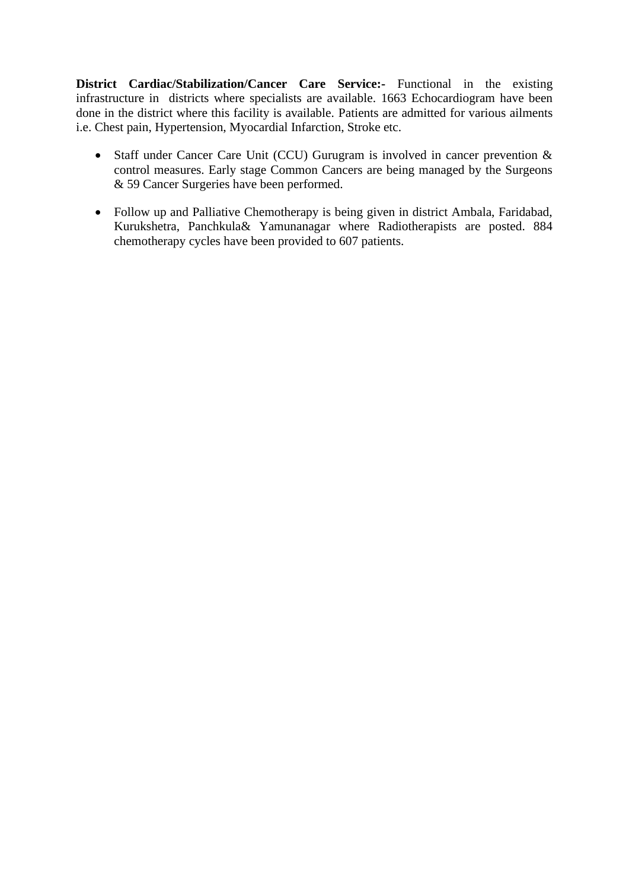**District Cardiac/Stabilization/Cancer Care Service:-** Functional in the existing infrastructure in districts where specialists are available. 1663 Echocardiogram have been done in the district where this facility is available. Patients are admitted for various ailments i.e. Chest pain, Hypertension, Myocardial Infarction, Stroke etc.

- Staff under Cancer Care Unit (CCU) Gurugram is involved in cancer prevention & control measures. Early stage Common Cancers are being managed by the Surgeons & 59 Cancer Surgeries have been performed.

- Follow up and Palliative Chemotherapy is being given in district Ambala, Faridabad, Kurukshetra, Panchkula& Yamunanagar where Radiotherapists are posted. 884 chemotherapy cycles have been provided to 607 patients.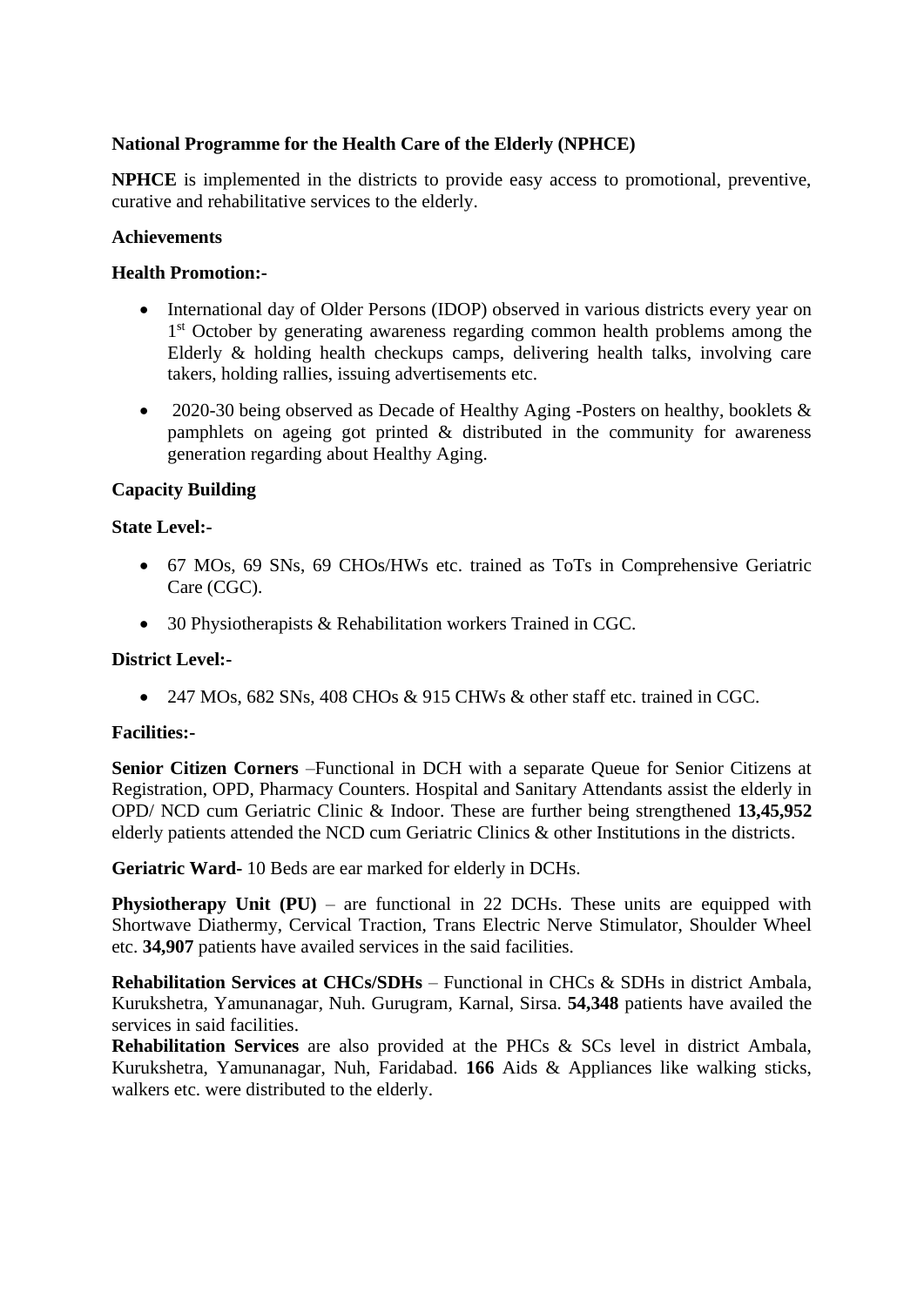**National Programme for the Health Care of the Elderly (NPHCE)**

**NPHCE** is implemented in the districts to provide easy access to promotional, preventive, curative and rehabilitative services to the elderly.

**Achievements**

**Health Promotion:-**

- International day of Older Persons (IDOP) observed in various districts every year on 1st October by generating awareness regarding common health problems among the Elderly & holding health checkups camps, delivering health talks, involving care takers, holding rallies, issuing advertisements etc.
- 2020-30 being observed as Decade of Healthy Aging -Posters on healthy, booklets & pamphlets on ageing got printed & distributed in the community for awareness generation regarding about Healthy Aging.

**Capacity Building**

**State Level:-**

- 67 MOs, 69 SNs, 69 CHOs/HWs etc. trained as ToTs in Comprehensive Geriatric Care (CGC).
- 30 Physiotherapists & Rehabilitation workers Trained in CGC.

**District Level:-**

- 247 MOs, 682 SNs, 408 CHOs & 915 CHWs & other staff etc. trained in CGC.

**Facilities:-**

**Senior Citizen Corners** –Functional in DCH with a separate Queue for Senior Citizens at Registration, OPD, Pharmacy Counters. Hospital and Sanitary Attendants assist the elderly in OPD/ NCD cum Geriatric Clinic & Indoor. These are further being strengthened **13,45,952** elderly patients attended the NCD cum Geriatric Clinics & other Institutions in the districts.

**Geriatric Ward**- 10 Beds are ear marked for elderly in DCHs.

**Physiotherapy Unit (PU)** – are functional in 22 DCHs. These units are equipped with Shortwave Diathermy, Cervical Traction, Trans Electric Nerve Stimulator, Shoulder Wheel etc. **34,907** patients have availed services in the said facilities.

**Rehabilitation Services at CHCs/SDHs** – Functional in CHCs & SDHs in district Ambala, Kurukshetra, Yamunanagar, Nuh. Gurugram, Karnal, Sirsa. **54,348** patients have availed the services in said facilities.

**Rehabilitation Services** are also provided at the PHCs & SCs level in district Ambala, Kurukshetra, Yamunanagar, Nuh, Faridabad. **166** Aids & Appliances like walking sticks, walkers etc. were distributed to the elderly.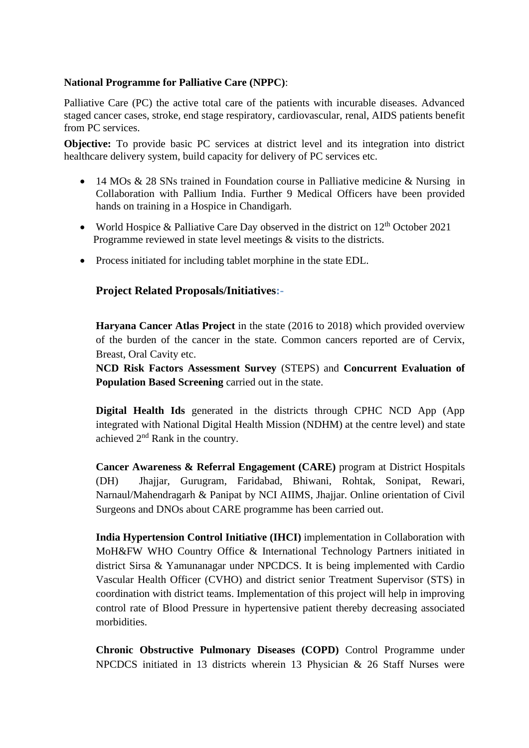**National Programme for Palliative Care (NPPC)**:

Palliative Care (PC) the active total care of the patients with incurable diseases. Advanced staged cancer cases, stroke, end stage respiratory, cardiovascular, renal, AIDS patients benefit from PC services.

**Objective:** To provide basic PC services at district level and its integration into district healthcare delivery system, build capacity for delivery of PC services etc.

- 14 MOs & 28 SNs trained in Foundation course in Palliative medicine & Nursing in Collaboration with Pallium India. Further 9 Medical Officers have been provided hands on training in a Hospice in Chandigarh.
- World Hospice & Palliative Care Day observed in the district on 12th October 2021 Programme reviewed in state level meetings & visits to the districts.
- Process initiated for including tablet morphine in the state EDL.

## Project Related Proposals/Initiatives:-

**Haryana Cancer Atlas Project** in the state (2016 to 2018) which provided overview of the burden of the cancer in the state. Common cancers reported are of Cervix, Breast, Oral Cavity etc.

**NCD Risk Factors Assessment Survey** (STEPS) and **Concurrent Evaluation of Population Based Screening** carried out in the state.

**Digital Health Ids** generated in the districts through CPHC NCD App (App integrated with National Digital Health Mission (NDHM) at the centre level) and state achieved 2nd Rank in the country.

**Cancer Awareness & Referral Engagement (CARE)** program at District Hospitals (DH) Jhajjar, Gurugram, Faridabad, Bhiwani, Rohtak, Sonipat, Rewari, Narnaul/Mahendragarh & Panipat by NCI AIIMS, Jhajjar. Online orientation of Civil Surgeons and DNOs about CARE programme has been carried out.

**India Hypertension Control Initiative (IHCI)** implementation in Collaboration with MoH&FW WHO Country Office & International Technology Partners initiated in district Sirsa & Yamunanagar under NPCDCS. It is being implemented with Cardio Vascular Health Officer (CVHO) and district senior Treatment Supervisor (STS) in coordination with district teams. Implementation of this project will help in improving control rate of Blood Pressure in hypertensive patient thereby decreasing associated morbidities.

**Chronic Obstructive Pulmonary Diseases (COPD)** Control Programme under NPCDCS initiated in 13 districts wherein 13 Physician & 26 Staff Nurses were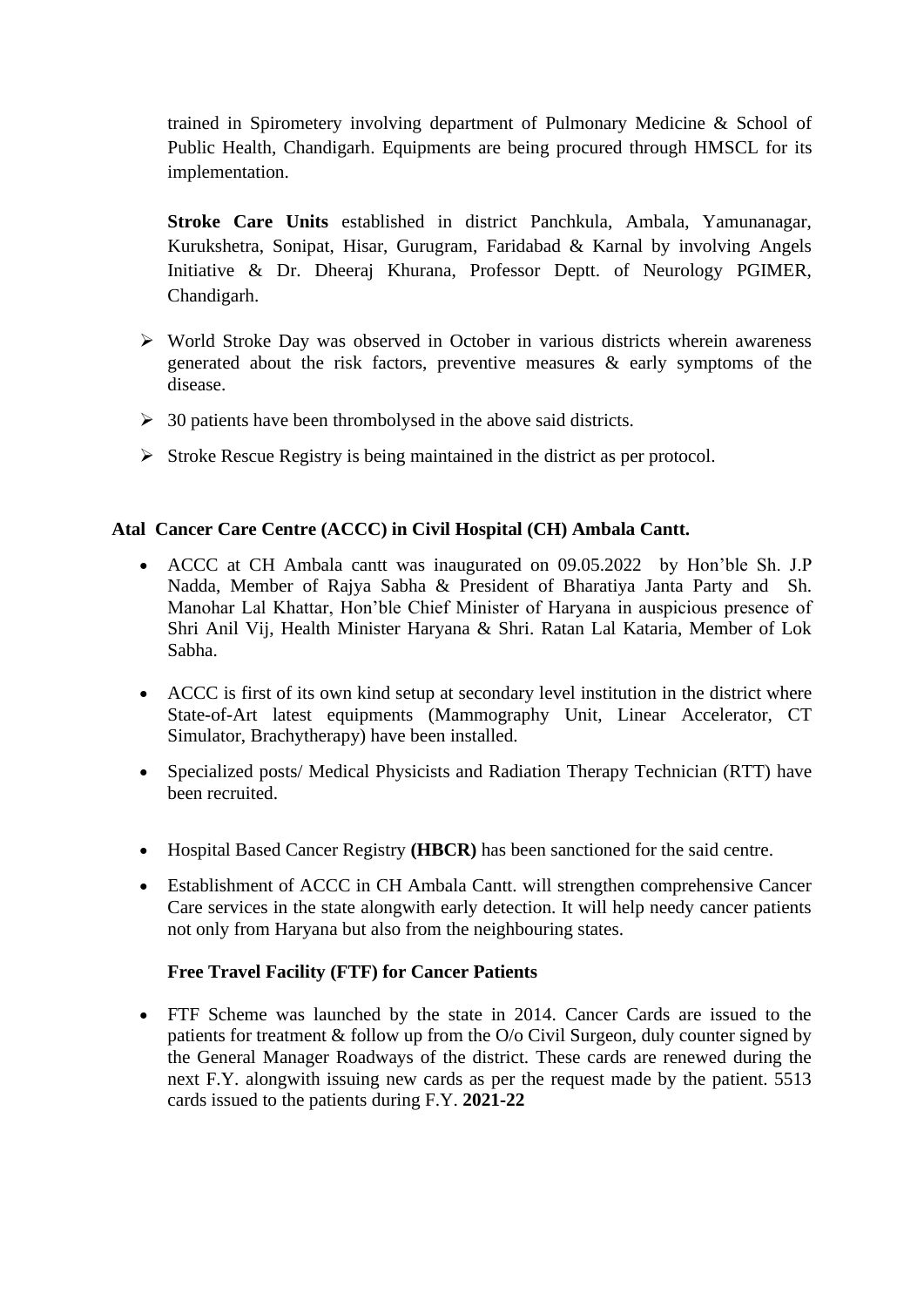trained in Spirometery involving department of Pulmonary Medicine & School of Public Health, Chandigarh. Equipments are being procured through HMSCL for its implementation.

**Stroke Care Units** established in district Panchkula, Ambala, Yamunanagar, Kurukshetra, Sonipat, Hisar, Gurugram, Faridabad & Karnal by involving Angels Initiative & Dr. Dheeraj Khurana, Professor Deptt. of Neurology PGIMER, Chandigarh.

- World Stroke Day was observed in October in various districts wherein awareness generated about the risk factors, preventive measures & early symptoms of the disease.
- 30 patients have been thrombolysed in the above said districts.
- Stroke Rescue Registry is being maintained in the district as per protocol.

**Atal Cancer Care Centre (ACCC) in Civil Hospital (CH) Ambala Cantt.**

- ACCC at CH Ambala cantt was inaugurated on 09.05.2022 by Hon'ble Sh. J.P Nadda, Member of Rajya Sabha & President of Bharatiya Janta Party and Sh. Manohar Lal Khattar, Hon'ble Chief Minister of Haryana in auspicious presence of Shri Anil Vij, Health Minister Haryana & Shri. Ratan Lal Kataria, Member of Lok Sabha.
- ACCC is first of its own kind setup at secondary level institution in the district where State-of-Art latest equipments (Mammography Unit, Linear Accelerator, CT Simulator, Brachytherapy) have been installed.
- Specialized posts/ Medical Physicists and Radiation Therapy Technician (RTT) have been recruited.
- Hospital Based Cancer Registry **(HBCR)** has been sanctioned for the said centre.
- Establishment of ACCC in CH Ambala Cantt. will strengthen comprehensive Cancer Care services in the state alongwith early detection. It will help needy cancer patients not only from Haryana but also from the neighbouring states.

**Free Travel Facility (FTF) for Cancer Patients**

- FTF Scheme was launched by the state in 2014. Cancer Cards are issued to the patients for treatment & follow up from the O/o Civil Surgeon, duly counter signed by the General Manager Roadways of the district. These cards are renewed during the next F.Y. alongwith issuing new cards as per the request made by the patient. 5513 cards issued to the patients during F.Y. **2021-22**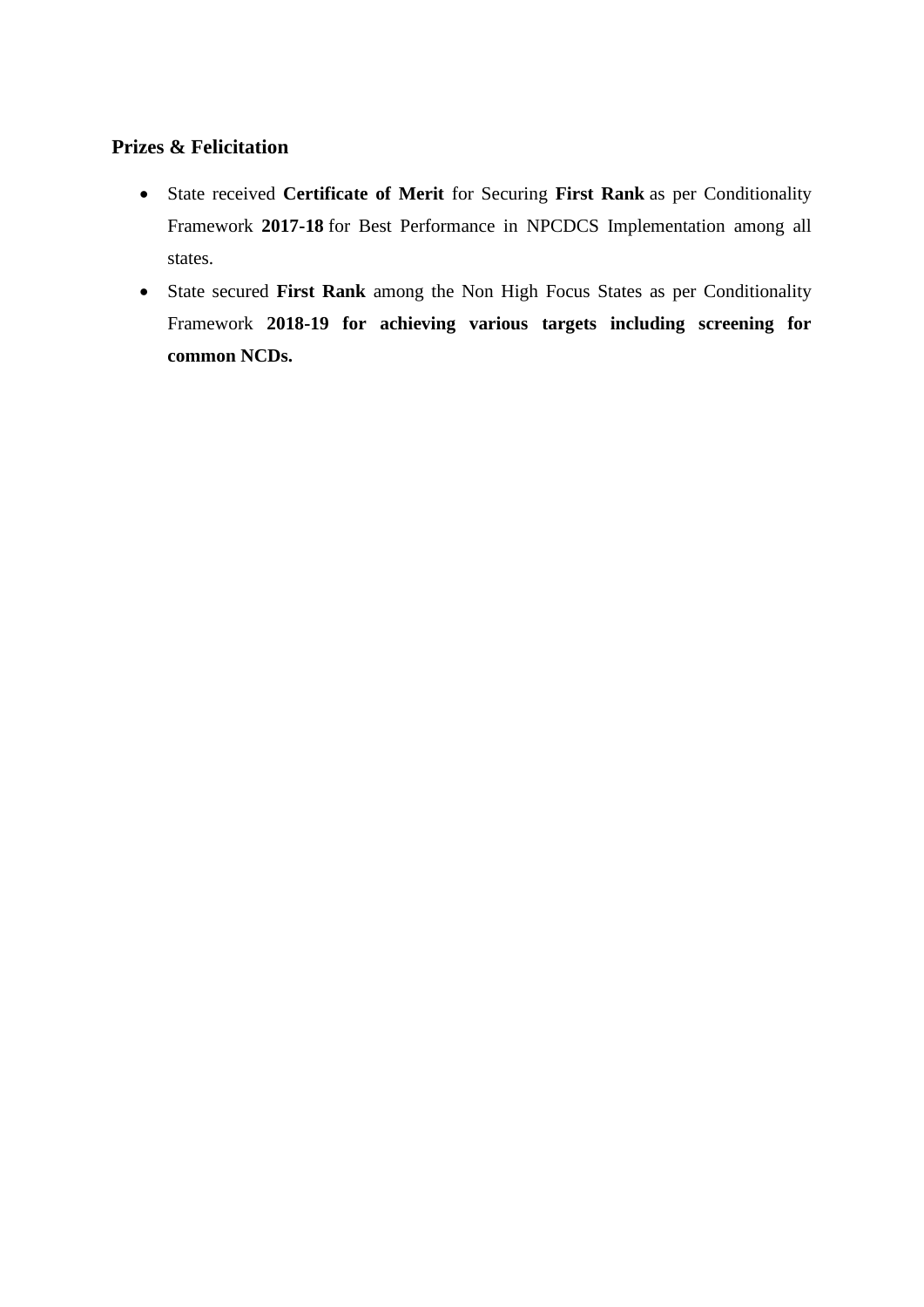### Prizes & Felicitation

- State received **Certificate of Merit** for Securing **First Rank** as per Conditionality Framework **2017-18** for Best Performance in NPCDCS Implementation among all states.
- State secured **First Rank** among the Non High Focus States as per Conditionality Framework **2018-19 for achieving various targets including screening for common NCDs.**